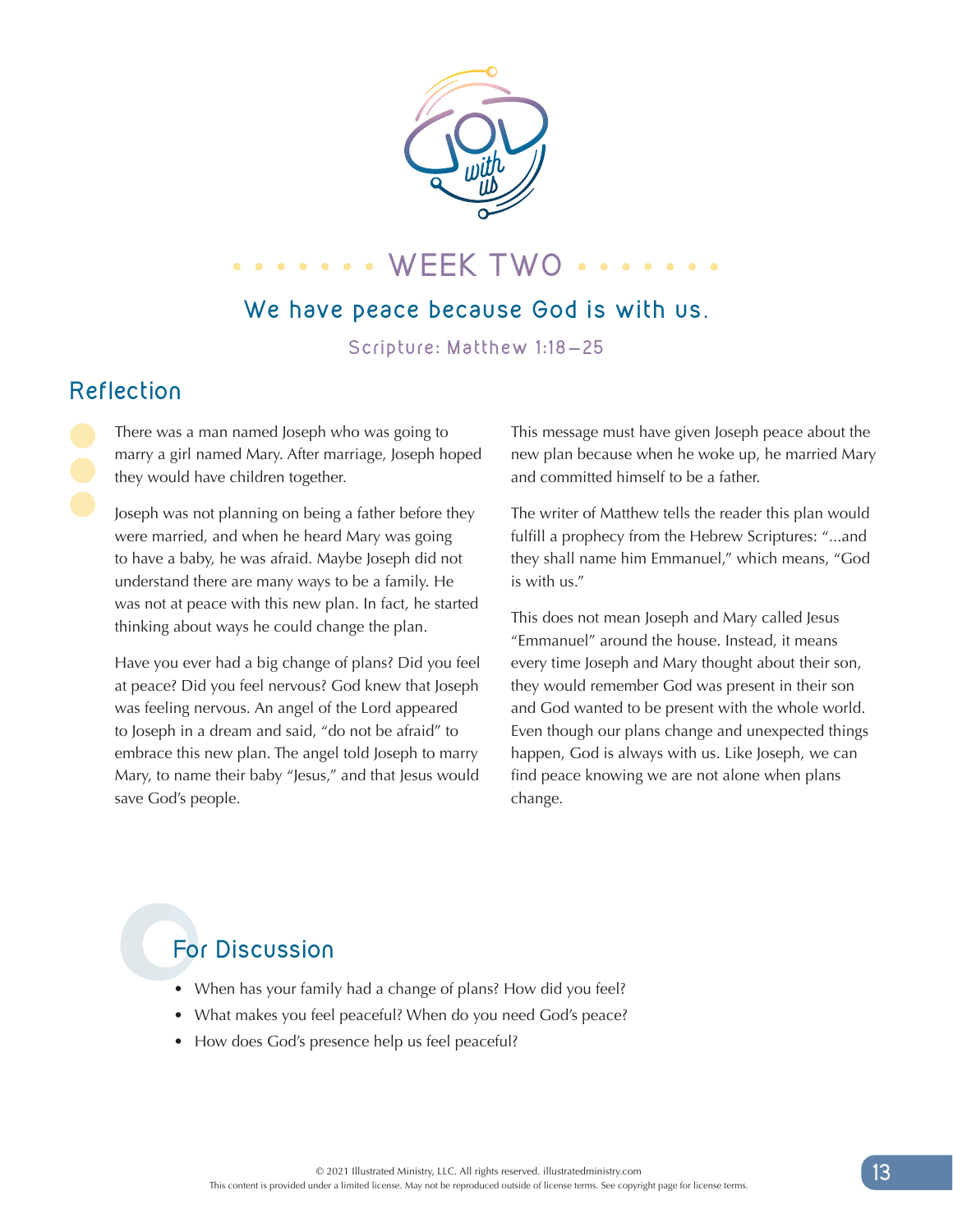# WEEK TWO

## We have peace because God is with us.

Scripture: Matthew 1:18—25

## Reflection

There was a man named Joseph who was going to marry a girl named Mary. After marriage, Joseph hoped they would have children together.

Joseph was not planning on being a father before they were married, and when he heard Mary was going to have a baby, he was afraid. Maybe Joseph did not understand there are many ways to be a family. He was not at peace with this new plan. In fact, he started thinking about ways he could change the plan.

Have you ever had a big change of plans? Did you feel at peace? Did you feel nervous? God knew that Joseph was feeling nervous. An angel of the Lord appeared to Joseph in a dream and said, "do not be afraid" to embrace this new plan. The angel told Joseph to marry Mary, to name their baby "Jesus," and that Jesus would save God's people.

This message must have given Joseph peace about the new plan because when he woke up, he married Mary and committed himself to be a father.

The writer of Matthew tells the reader this plan would fulfill a prophecy from the Hebrew Scriptures: "...and they shall name him Emmanuel," which means, "God is with us."

This does not mean Joseph and Mary called Jesus "Emmanuel" around the house. Instead, it means every time Joseph and Mary thought about their son, they would remember God was present in their son and God wanted to be present with the whole world. Even though our plans change and unexpected things happen, God is always with us. Like Joseph, we can find peace knowing we are not alone when plans change.

## For Discussion

- When has your family had a change of plans? How did you feel?
- What makes you feel peaceful? When do you need God's peace?
- How does God's presence help us feel peaceful?

© 2021 Illustrated Ministry, LLC. All rights reserved. illustratedministry.com
This content is provided under a limited license. May not be reproduced outside of license terms. See copyright page for license terms.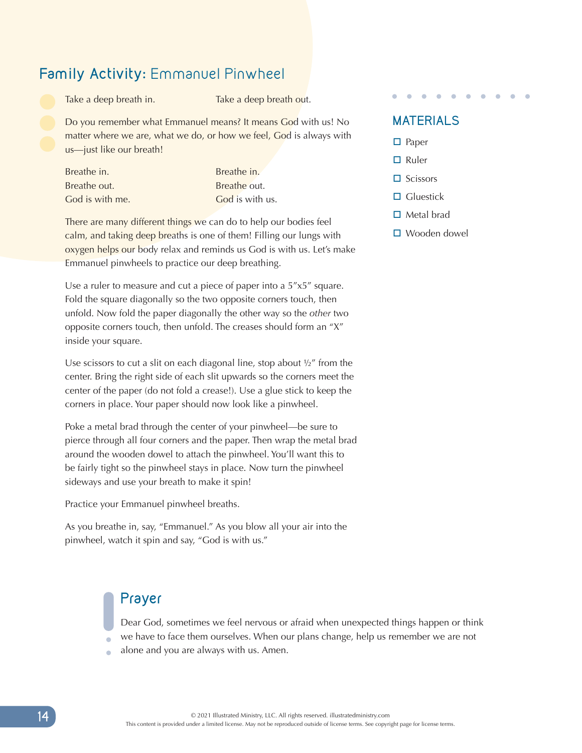## Family Activity: Emmanuel Pinwheel

Take a deep breath in. Take a deep breath out.

Do you remember what Emmanuel means? It means God with us! No matter where we are, what we do, or how we feel, God is always with us—just like our breath!

Breathe in.
Breathe out.
God is with me.

Breathe in.
Breathe out.
God is with us.

There are many different things we can do to help our bodies feel calm, and taking deep breaths is one of them! Filling our lungs with oxygen helps our body relax and reminds us God is with us. Let's make Emmanuel pinwheels to practice our deep breathing.

### MATERIALS

- ☐ Paper
- ☐ Ruler
- ☐ Scissors
- ☐ Gluestick
- ☐ Metal brad
- ☐ Wooden dowel

Use a ruler to measure and cut a piece of paper into a 5″x5″ square. Fold the square diagonally so the two opposite corners touch, then unfold. Now fold the paper diagonally the other way so the *other* two opposite corners touch, then unfold. The creases should form an "X" inside your square.

Use scissors to cut a slit on each diagonal line, stop about ½″ from the center. Bring the right side of each slit upwards so the corners meet the center of the paper (do not fold a crease!). Use a glue stick to keep the corners in place. Your paper should now look like a pinwheel.

Poke a metal brad through the center of your pinwheel—be sure to pierce through all four corners and the paper. Then wrap the metal brad around the wooden dowel to attach the pinwheel. You'll want this to be fairly tight so the pinwheel stays in place. Now turn the pinwheel sideways and use your breath to make it spin!

Practice your Emmanuel pinwheel breaths.

As you breathe in, say, "Emmanuel." As you blow all your air into the pinwheel, watch it spin and say, "God is with us."

## Prayer

Dear God, sometimes we feel nervous or afraid when unexpected things happen or think we have to face them ourselves. When our plans change, help us remember we are not alone and you are always with us. Amen.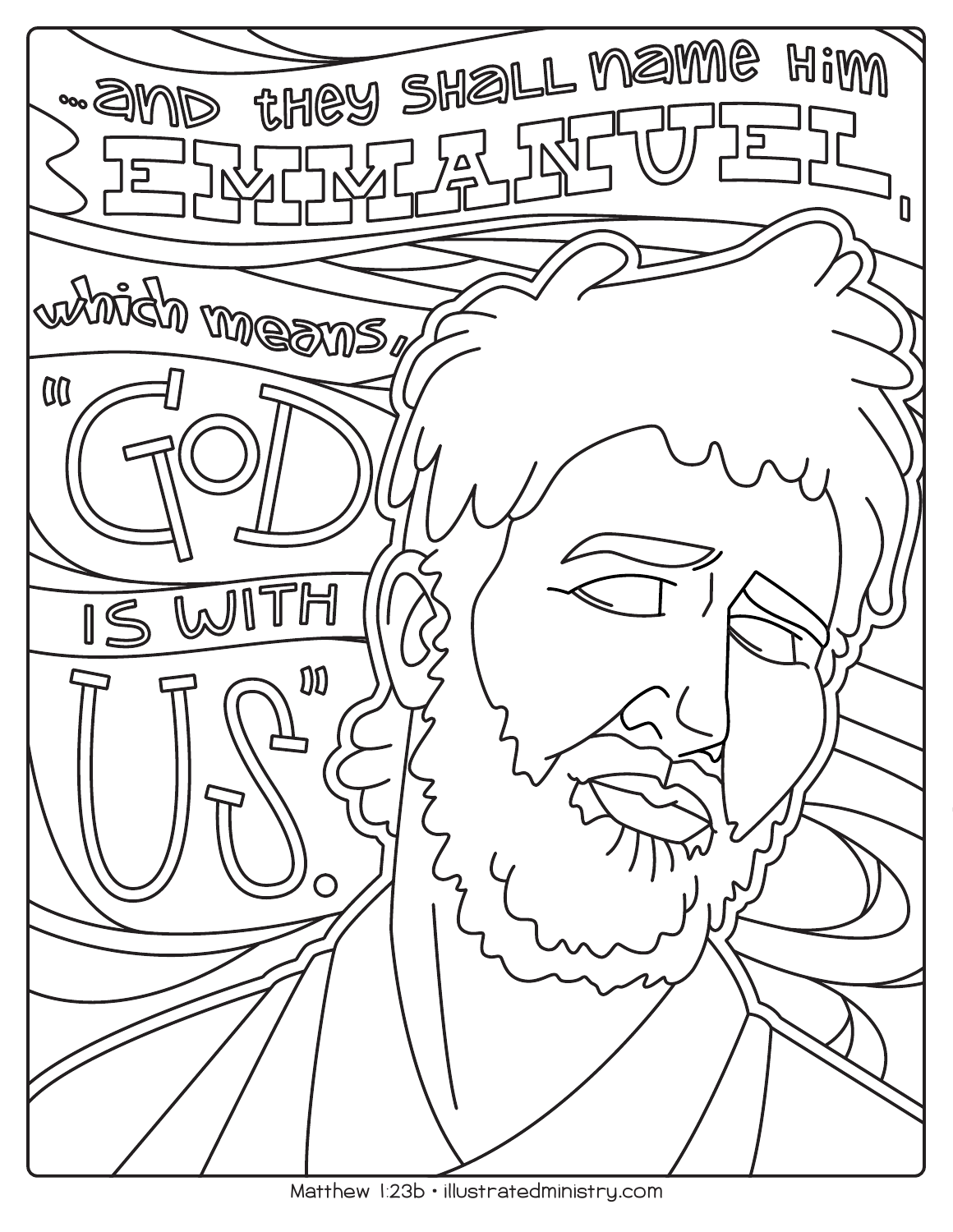"...and they shall name him

EMMANUEL,

which means,

"GOD IS WITH US."

Matthew 1:23b • illustratedministry.com